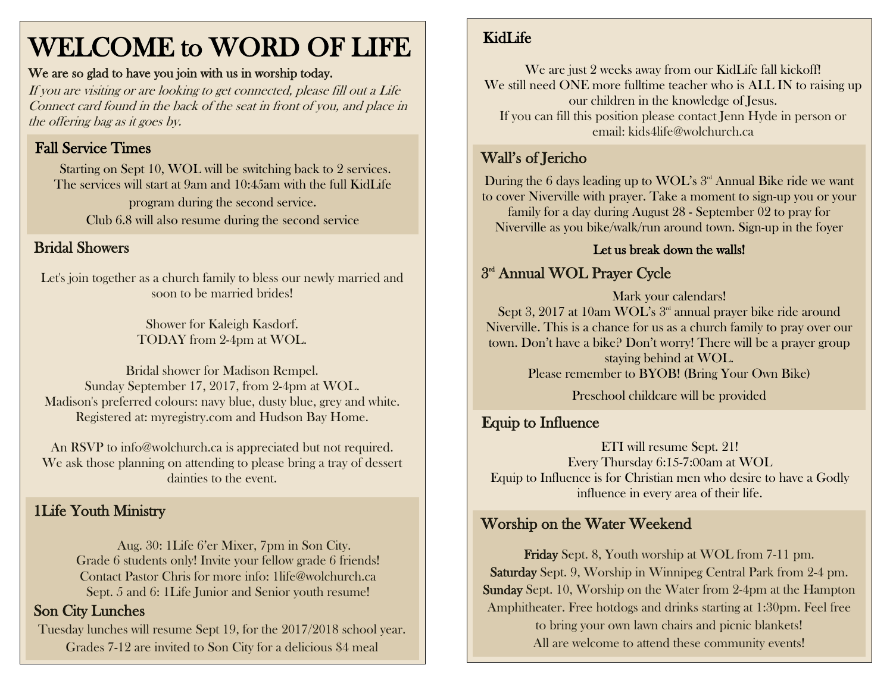# WELCOME to WORD OF LIFE

We are so glad to have you join with us in worship today.

*If you are visiting or are looking to get connected, please fill out a Life Connect card found in the back of the seat in front of you, and place in the offering bag as it goes by.*

## Fall Service Times

Starting on Sept 10, WOL will be switching back to 2 services. The services will start at 9am and 10:45am with the full KidLife program during the second service.
Club 6.8 will also resume during the second service

## Bridal Showers

Let's join together as a church family to bless our newly married and soon to be married brides!

Shower for Kaleigh Kasdorf.
TODAY from 2-4pm at WOL.

Bridal shower for Madison Rempel.
Sunday September 17, 2017, from 2-4pm at WOL.
Madison's preferred colours: navy blue, dusty blue, grey and white.
Registered at: myregistry.com and Hudson Bay Home.

An RSVP to info@wolchurch.ca is appreciated but not required.
We ask those planning on attending to please bring a tray of dessert dainties to the event.

## 1Life Youth Ministry

Aug. 30: 1Life 6'er Mixer, 7pm in Son City.
Grade 6 students only! Invite your fellow grade 6 friends!
Contact Pastor Chris for more info: 1life@wolchurch.ca
Sept. 5 and 6: 1Life Junior and Senior youth resume!

## Son City Lunches

Tuesday lunches will resume Sept 19, for the 2017/2018 school year.
Grades 7-12 are invited to Son City for a delicious $4 meal

## KidLife

We are just 2 weeks away from our KidLife fall kickoff!
We still need ONE more fulltime teacher who is ALL IN to raising up our children in the knowledge of Jesus.
If you can fill this position please contact Jenn Hyde in person or email: kids4life@wolchurch.ca

## Wall's of Jericho

During the 6 days leading up to WOL's 3rd Annual Bike ride we want to cover Niverville with prayer. Take a moment to sign-up you or your family for a day during August 28 - September 02 to pray for Niverville as you bike/walk/run around town. Sign-up in the foyer

Let us break down the walls!

## 3rd Annual WOL Prayer Cycle

Mark your calendars!
Sept 3, 2017 at 10am WOL's 3rd annual prayer bike ride around Niverville. This is a chance for us as a church family to pray over our town. Don't have a bike? Don't worry! There will be a prayer group staying behind at WOL.
Please remember to BYOB! (Bring Your Own Bike)

Preschool childcare will be provided

## Equip to Influence

ETI will resume Sept. 21!
Every Thursday 6:15-7:00am at WOL
Equip to Influence is for Christian men who desire to have a Godly influence in every area of their life.

## Worship on the Water Weekend

**Friday** Sept. 8, Youth worship at WOL from 7-11 pm.
**Saturday** Sept. 9, Worship in Winnipeg Central Park from 2-4 pm.
**Sunday** Sept. 10, Worship on the Water from 2-4pm at the Hampton Amphitheater. Free hotdogs and drinks starting at 1:30pm. Feel free to bring your own lawn chairs and picnic blankets!
All are welcome to attend these community events!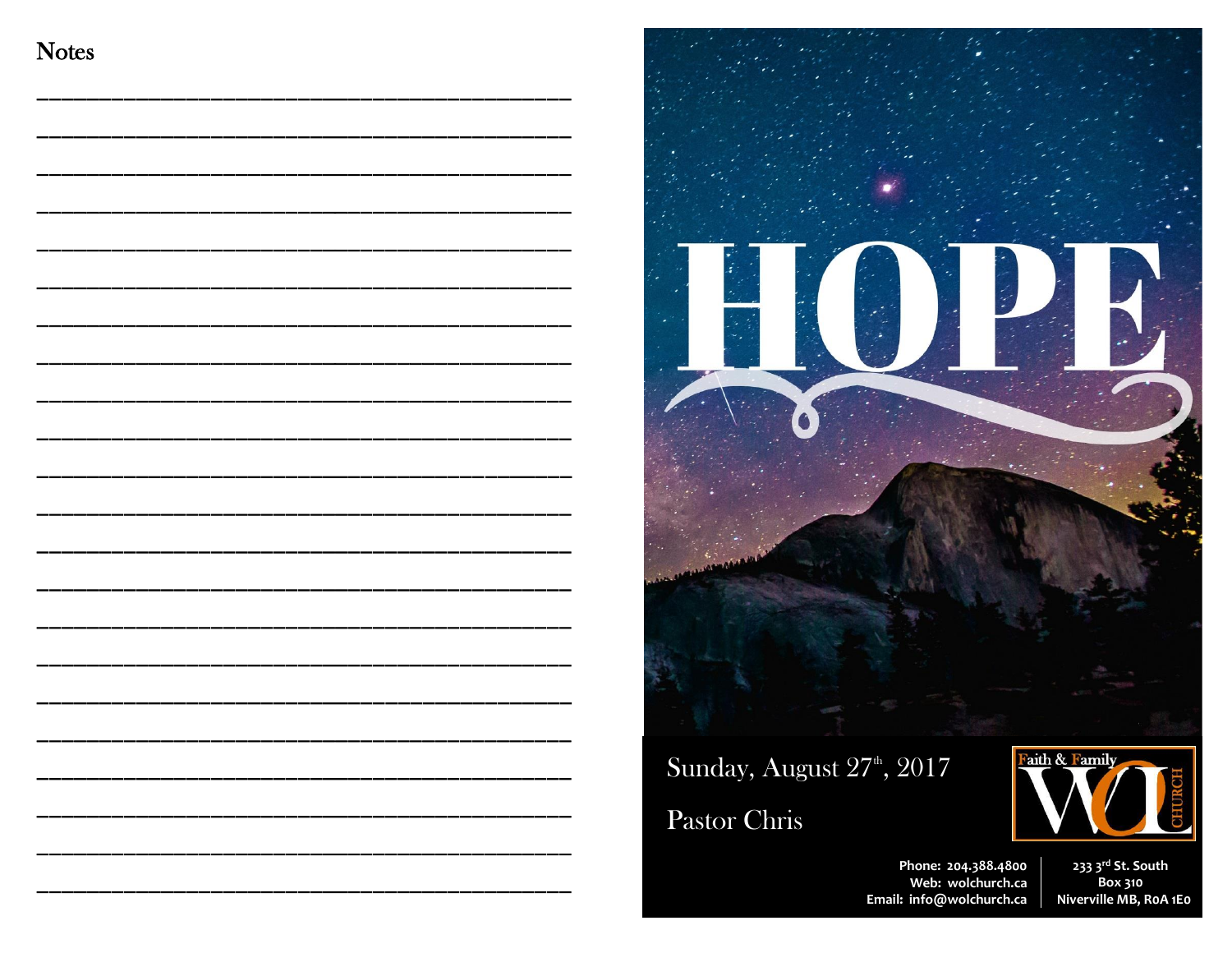## Notes

\_\_\_\_\_\_\_\_\_\_\_\_\_\_\_\_\_\_\_\_\_\_\_\_\_\_\_\_\_\_\_\_\_\_\_\_\_\_\_\_\_\_\_\_

\_\_\_\_\_\_\_\_\_\_\_\_\_\_\_\_\_\_\_\_\_\_\_\_\_\_\_\_\_\_\_\_\_\_\_\_\_\_\_\_\_\_\_\_

\_\_\_\_\_\_\_\_\_\_\_\_\_\_\_\_\_\_\_\_\_\_\_\_\_\_\_\_\_\_\_\_\_\_\_\_\_\_\_\_\_\_\_\_

\_\_\_\_\_\_\_\_\_\_\_\_\_\_\_\_\_\_\_\_\_\_\_\_\_\_\_\_\_\_\_\_\_\_\_\_\_\_\_\_\_\_\_\_

\_\_\_\_\_\_\_\_\_\_\_\_\_\_\_\_\_\_\_\_\_\_\_\_\_\_\_\_\_\_\_\_\_\_\_\_\_\_\_\_\_\_\_\_

\_\_\_\_\_\_\_\_\_\_\_\_\_\_\_\_\_\_\_\_\_\_\_\_\_\_\_\_\_\_\_\_\_\_\_\_\_\_\_\_\_\_\_\_

\_\_\_\_\_\_\_\_\_\_\_\_\_\_\_\_\_\_\_\_\_\_\_\_\_\_\_\_\_\_\_\_\_\_\_\_\_\_\_\_\_\_\_\_

\_\_\_\_\_\_\_\_\_\_\_\_\_\_\_\_\_\_\_\_\_\_\_\_\_\_\_\_\_\_\_\_\_\_\_\_\_\_\_\_\_\_\_\_

\_\_\_\_\_\_\_\_\_\_\_\_\_\_\_\_\_\_\_\_\_\_\_\_\_\_\_\_\_\_\_\_\_\_\_\_\_\_\_\_\_\_\_\_

\_\_\_\_\_\_\_\_\_\_\_\_\_\_\_\_\_\_\_\_\_\_\_\_\_\_\_\_\_\_\_\_\_\_\_\_\_\_\_\_\_\_\_\_

\_\_\_\_\_\_\_\_\_\_\_\_\_\_\_\_\_\_\_\_\_\_\_\_\_\_\_\_\_\_\_\_\_\_\_\_\_\_\_\_\_\_\_\_

\_\_\_\_\_\_\_\_\_\_\_\_\_\_\_\_\_\_\_\_\_\_\_\_\_\_\_\_\_\_\_\_\_\_\_\_\_\_\_\_\_\_\_\_

\_\_\_\_\_\_\_\_\_\_\_\_\_\_\_\_\_\_\_\_\_\_\_\_\_\_\_\_\_\_\_\_\_\_\_\_\_\_\_\_\_\_\_\_

\_\_\_\_\_\_\_\_\_\_\_\_\_\_\_\_\_\_\_\_\_\_\_\_\_\_\_\_\_\_\_\_\_\_\_\_\_\_\_\_\_\_\_\_

\_\_\_\_\_\_\_\_\_\_\_\_\_\_\_\_\_\_\_\_\_\_\_\_\_\_\_\_\_\_\_\_\_\_\_\_\_\_\_\_\_\_\_\_

\_\_\_\_\_\_\_\_\_\_\_\_\_\_\_\_\_\_\_\_\_\_\_\_\_\_\_\_\_\_\_\_\_\_\_\_\_\_\_\_\_\_\_\_

\_\_\_\_\_\_\_\_\_\_\_\_\_\_\_\_\_\_\_\_\_\_\_\_\_\_\_\_\_\_\_\_\_\_\_\_\_\_\_\_\_\_\_\_

\_\_\_\_\_\_\_\_\_\_\_\_\_\_\_\_\_\_\_\_\_\_\_\_\_\_\_\_\_\_\_\_\_\_\_\_\_\_\_\_\_\_\_\_

\_\_\_\_\_\_\_\_\_\_\_\_\_\_\_\_\_\_\_\_\_\_\_\_\_\_\_\_\_\_\_\_\_\_\_\_\_\_\_\_\_\_\_\_

\_\_\_\_\_\_\_\_\_\_\_\_\_\_\_\_\_\_\_\_\_\_\_\_\_\_\_\_\_\_\_\_\_\_\_\_\_\_\_\_\_\_\_\_

\_\_\_\_\_\_\_\_\_\_\_\_\_\_\_\_\_\_\_\_\_\_\_\_\_\_\_\_\_\_\_\_\_\_\_\_\_\_\_\_\_\_\_\_

\_\_\_\_\_\_\_\_\_\_\_\_\_\_\_\_\_\_\_\_\_\_\_\_\_\_\_\_\_\_\_\_\_\_\_\_\_\_\_\_\_\_\_\_

# HOPE

Sunday, August 27th, 2017

Pastor Chris

Faith & Family WOL CHURCH

**Phone: 204.388.4800**
**Web: wolchurch.ca**
**Email: info@wolchurch.ca**

**233 3rd St. South**
**Box 310**
**Niverville MB, R0A 1E0**